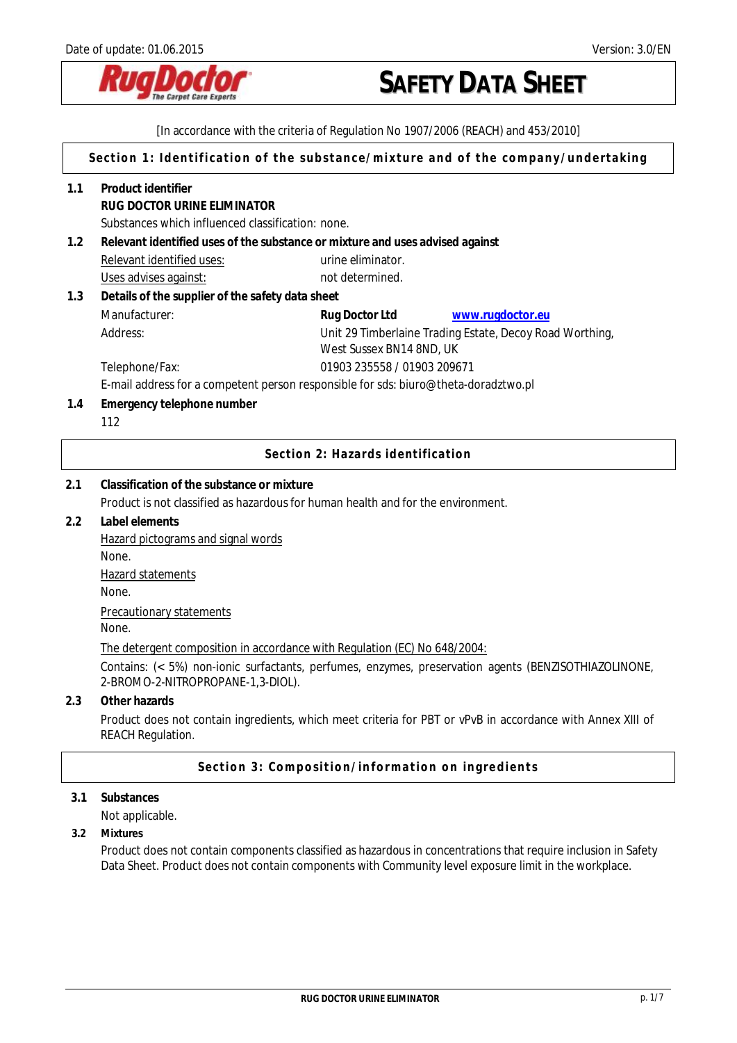Date of update: 01.06.2015

Version: 3.0/EN

# SAFETY DATA SHEET

[In accordance with the criteria of Regulation No 1907/2006 (REACH) and 453/2010]

## Section 1: Identification of the substance/mixture and of the company/undertaking

**1.1 Product identifier**

**RUG DOCTOR URINE ELIMINATOR**

Substances which influenced classification: none.

**1.2 Relevant identified uses of the substance or mixture and uses advised against**

Relevant identified uses: urine eliminator.

Uses advises against: not determined.

**1.3 Details of the supplier of the safety data sheet**

Manufacturer: **Rug Doctor Ltd** www.rugdoctor.eu

Address: Unit 29 Timberlaine Trading Estate, Decoy Road Worthing, West Sussex BN14 8ND, UK

Telephone/Fax: 01903 235558 / 01903 209671

E-mail address for a competent person responsible for sds: biuro@theta-doradztwo.pl

**1.4 Emergency telephone number**

112

## Section 2: Hazards identification

**2.1 Classification of the substance or mixture**

Product is not classified as hazardous for human health and for the environment.

**2.2 Label elements**

Hazard pictograms and signal words

None.

Hazard statements

None.

Precautionary statements

None.

The detergent composition in accordance with Regulation (EC) No 648/2004:

Contains: (< 5%) non-ionic surfactants, perfumes, enzymes, preservation agents (BENZISOTHIAZOLINONE, 2-BROMO-2-NITROPROPANE-1,3-DIOL).

**2.3 Other hazards**

Product does not contain ingredients, which meet criteria for PBT or vPvB in accordance with Annex XIII of REACH Regulation.

## Section 3: Composition/information on ingredients

**3.1 Substances**

Not applicable.

**3.2 Mixtures**

Product does not contain components classified as hazardous in concentrations that require inclusion in Safety Data Sheet. Product does not contain components with Community level exposure limit in the workplace.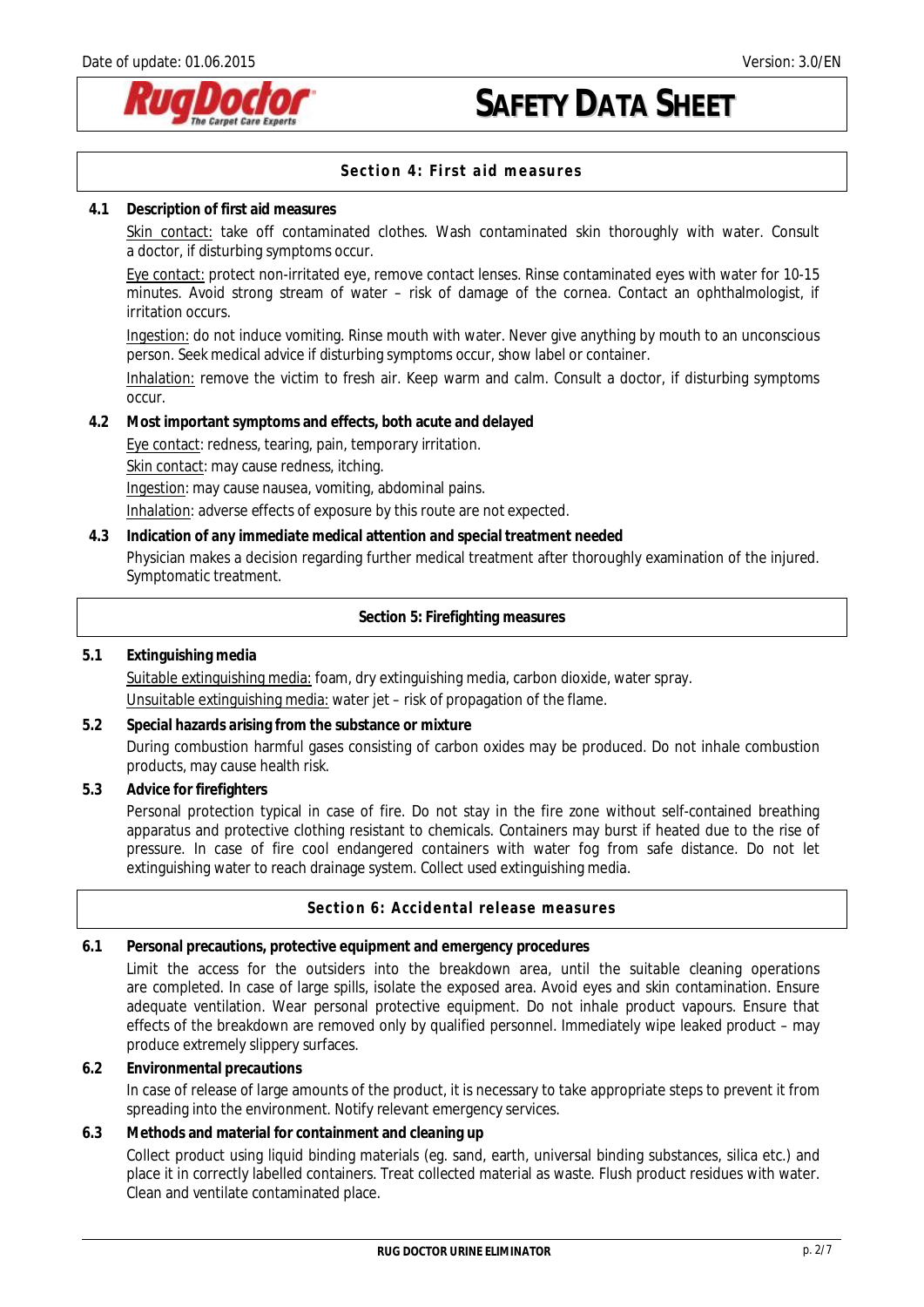## Section 4: First aid measures

### 4.1 Description of first aid measures

Skin contact: take off contaminated clothes. Wash contaminated skin thoroughly with water. Consult a doctor, if disturbing symptoms occur.

Eye contact: protect non-irritated eye, remove contact lenses. Rinse contaminated eyes with water for 10-15 minutes. Avoid strong stream of water – risk of damage of the cornea. Contact an ophthalmologist, if irritation occurs.

Ingestion: do not induce vomiting. Rinse mouth with water. Never give anything by mouth to an unconscious person. Seek medical advice if disturbing symptoms occur, show label or container.

Inhalation: remove the victim to fresh air. Keep warm and calm. Consult a doctor, if disturbing symptoms occur.

### 4.2 Most important symptoms and effects, both acute and delayed

Eye contact: redness, tearing, pain, temporary irritation.

Skin contact: may cause redness, itching.

Ingestion: may cause nausea, vomiting, abdominal pains.

Inhalation: adverse effects of exposure by this route are not expected.

### 4.3 Indication of any immediate medical attention and special treatment needed

Physician makes a decision regarding further medical treatment after thoroughly examination of the injured. Symptomatic treatment.

## Section 5: Firefighting measures

### 5.1 Extinguishing media

Suitable extinguishing media: foam, dry extinguishing media, carbon dioxide, water spray.

Unsuitable extinguishing media: water jet – risk of propagation of the flame.

### 5.2 Special hazards arising from the substance or mixture

During combustion harmful gases consisting of carbon oxides may be produced. Do not inhale combustion products, may cause health risk.

### 5.3 Advice for firefighters

Personal protection typical in case of fire. Do not stay in the fire zone without self-contained breathing apparatus and protective clothing resistant to chemicals. Containers may burst if heated due to the rise of pressure. In case of fire cool endangered containers with water fog from safe distance. Do not let extinguishing water to reach drainage system. Collect used extinguishing media.

## Section 6: Accidental release measures

### 6.1 Personal precautions, protective equipment and emergency procedures

Limit the access for the outsiders into the breakdown area, until the suitable cleaning operations are completed. In case of large spills, isolate the exposed area. Avoid eyes and skin contamination. Ensure adequate ventilation. Wear personal protective equipment. Do not inhale product vapours. Ensure that effects of the breakdown are removed only by qualified personnel. Immediately wipe leaked product – may produce extremely slippery surfaces.

### 6.2 Environmental precautions

In case of release of large amounts of the product, it is necessary to take appropriate steps to prevent it from spreading into the environment. Notify relevant emergency services.

### 6.3 Methods and material for containment and cleaning up

Collect product using liquid binding materials (eg. sand, earth, universal binding substances, silica etc.) and place it in correctly labelled containers. Treat collected material as waste. Flush product residues with water. Clean and ventilate contaminated place.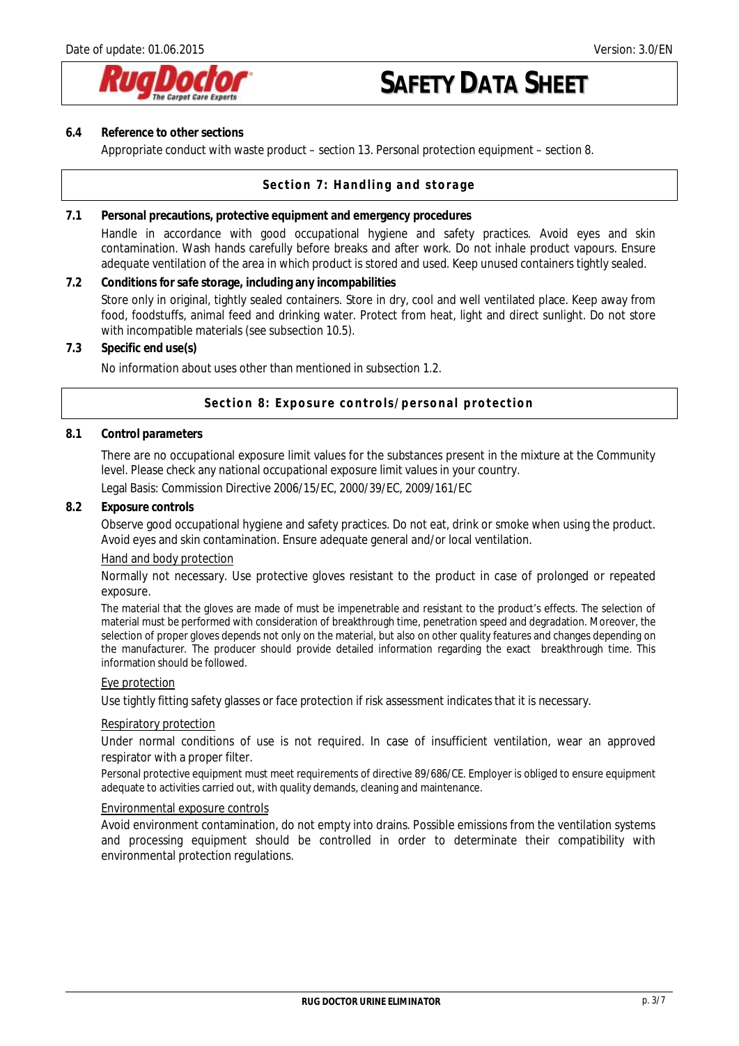### 6.4 Reference to other sections

Appropriate conduct with waste product – section 13. Personal protection equipment – section 8.

## Section 7: Handling and storage

### 7.1 Personal precautions, protective equipment and emergency procedures

Handle in accordance with good occupational hygiene and safety practices. Avoid eyes and skin contamination. Wash hands carefully before breaks and after work. Do not inhale product vapours. Ensure adequate ventilation of the area in which product is stored and used. Keep unused containers tightly sealed.

### 7.2 Conditions for safe storage, including any incompatibilities

Store only in original, tightly sealed containers. Store in dry, cool and well ventilated place. Keep away from food, foodstuffs, animal feed and drinking water. Protect from heat, light and direct sunlight. Do not store with incompatible materials (see subsection 10.5).

### 7.3 Specific end use(s)

No information about uses other than mentioned in subsection 1.2.

## Section 8: Exposure controls/personal protection

### 8.1 Control parameters

There are no occupational exposure limit values for the substances present in the mixture at the Community level. Please check any national occupational exposure limit values in your country.

Legal Basis: Commission Directive 2006/15/EC, 2000/39/EC, 2009/161/EC

### 8.2 Exposure controls

Observe good occupational hygiene and safety practices. Do not eat, drink or smoke when using the product. Avoid eyes and skin contamination. Ensure adequate general and/or local ventilation.

Hand and body protection

Normally not necessary. Use protective gloves resistant to the product in case of prolonged or repeated exposure.

The material that the gloves are made of must be impenetrable and resistant to the product's effects. The selection of material must be performed with consideration of breakthrough time, penetration speed and degradation. Moreover, the selection of proper gloves depends not only on the material, but also on other quality features and changes depending on the manufacturer. The producer should provide detailed information regarding the exact breakthrough time. This information should be followed.

Eye protection

Use tightly fitting safety glasses or face protection if risk assessment indicates that it is necessary.

Respiratory protection

Under normal conditions of use is not required. In case of insufficient ventilation, wear an approved respirator with a proper filter.

Personal protective equipment must meet requirements of directive 89/686/CE. Employer is obliged to ensure equipment adequate to activities carried out, with quality demands, cleaning and maintenance.

Environmental exposure controls

Avoid environment contamination, do not empty into drains. Possible emissions from the ventilation systems and processing equipment should be controlled in order to determinate their compatibility with environmental protection regulations.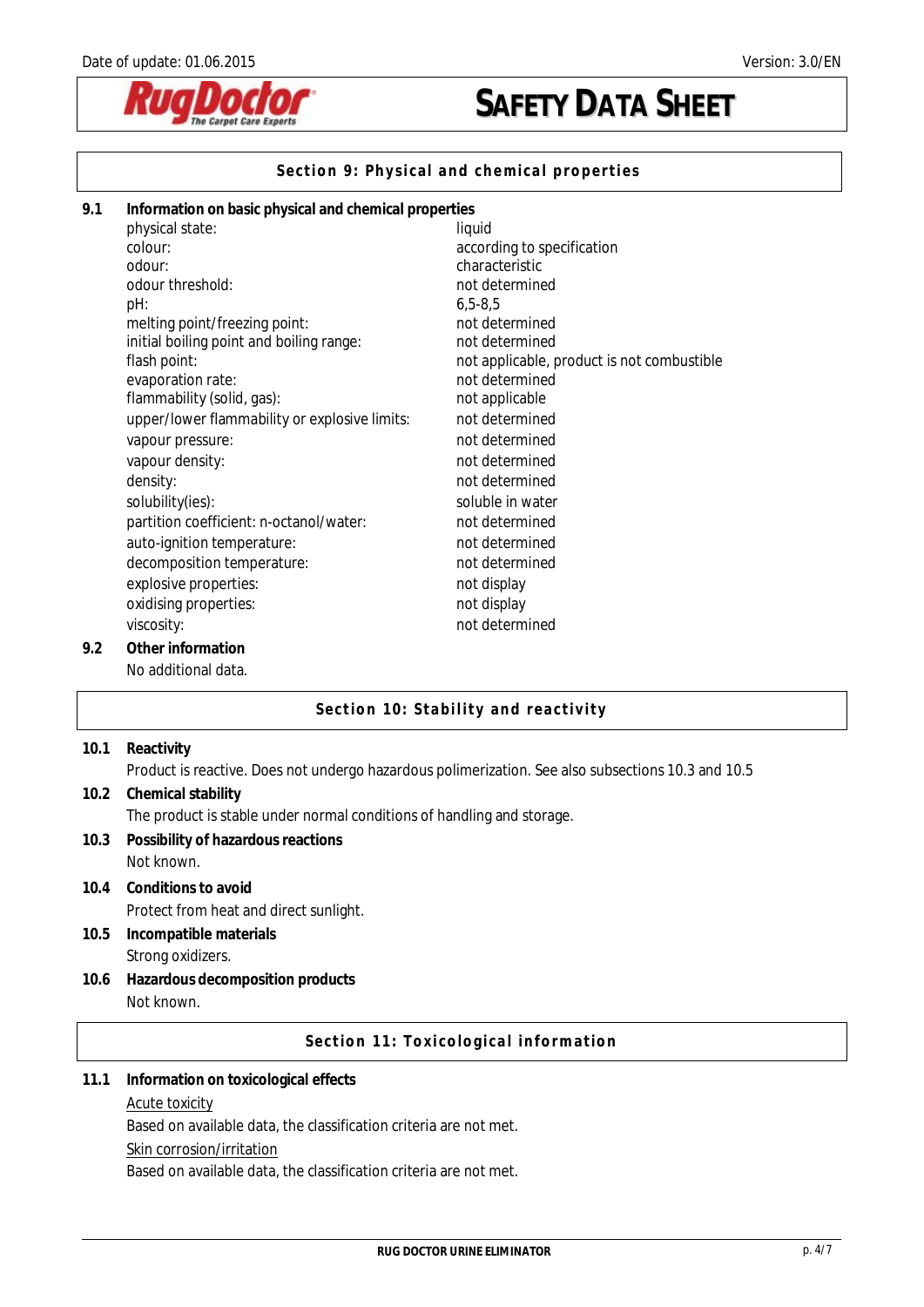## Section 9: Physical and chemical properties

**9.1 Information on basic physical and chemical properties**

| | |
|---|---|
| physical state: | liquid |
| colour: | according to specification |
| odour: | characteristic |
| odour threshold: | not determined |
| pH: | 6,5-8,5 |
| melting point/freezing point: | not determined |
| initial boiling point and boiling range: | not determined |
| flash point: | not applicable, product is not combustible |
| evaporation rate: | not determined |
| flammability (solid, gas): | not applicable |
| upper/lower flammability or explosive limits: | not determined |
| vapour pressure: | not determined |
| vapour density: | not determined |
| density: | not determined |
| solubility(ies): | soluble in water |
| partition coefficient: n-octanol/water: | not determined |
| auto-ignition temperature: | not determined |
| decomposition temperature: | not determined |
| explosive properties: | not display |
| oxidising properties: | not display |
| viscosity: | not determined |

**9.2 Other information**

No additional data.

## Section 10: Stability and reactivity

**10.1 Reactivity**

Product is reactive. Does not undergo hazardous polimerization. See also subsections 10.3 and 10.5

**10.2 Chemical stability**

The product is stable under normal conditions of handling and storage.

**10.3 Possibility of hazardous reactions**

Not known.

**10.4 Conditions to avoid**

Protect from heat and direct sunlight.

**10.5 Incompatible materials**

Strong oxidizers.

**10.6 Hazardous decomposition products**

Not known.

## Section 11: Toxicological information

**11.1 Information on toxicological effects**

Acute toxicity

Based on available data, the classification criteria are not met.

Skin corrosion/irritation

Based on available data, the classification criteria are not met.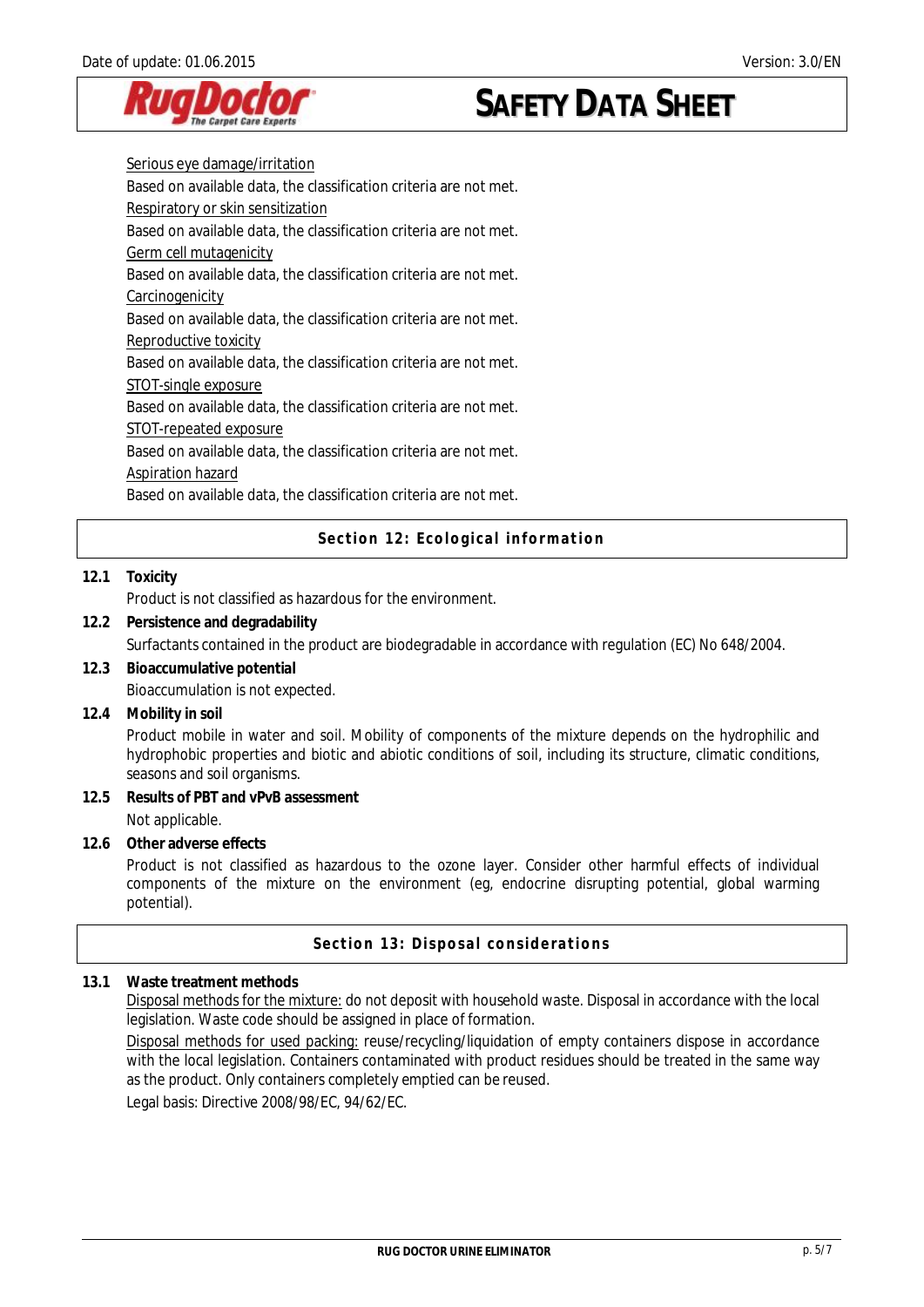Serious eye damage/irritation

Based on available data, the classification criteria are not met.

Respiratory or skin sensitization

Based on available data, the classification criteria are not met.

Germ cell mutagenicity

Based on available data, the classification criteria are not met.

Carcinogenicity

Based on available data, the classification criteria are not met.

Reproductive toxicity

Based on available data, the classification criteria are not met.

STOT-single exposure

Based on available data, the classification criteria are not met.

STOT-repeated exposure

Based on available data, the classification criteria are not met.

Aspiration hazard

Based on available data, the classification criteria are not met.

## Section 12: Ecological information

**12.1 Toxicity**

Product is not classified as hazardous for the environment.

**12.2 Persistence and degradability**

Surfactants contained in the product are biodegradable in accordance with regulation (EC) No 648/2004.

**12.3 Bioaccumulative potential**

Bioaccumulation is not expected.

**12.4 Mobility in soil**

Product mobile in water and soil. Mobility of components of the mixture depends on the hydrophilic and hydrophobic properties and biotic and abiotic conditions of soil, including its structure, climatic conditions, seasons and soil organisms.

**12.5 Results of PBT and vPvB assessment**

Not applicable.

**12.6 Other adverse effects**

Product is not classified as hazardous to the ozone layer. Consider other harmful effects of individual components of the mixture on the environment (eg, endocrine disrupting potential, global warming potential).

## Section 13: Disposal considerations

**13.1 Waste treatment methods**

Disposal methods for the mixture: do not deposit with household waste. Disposal in accordance with the local legislation. Waste code should be assigned in place of formation.

Disposal methods for used packing: reuse/recycling/liquidation of empty containers dispose in accordance with the local legislation. Containers contaminated with product residues should be treated in the same way as the product. Only containers completely emptied can be reused.

Legal basis: Directive 2008/98/EC, 94/62/EC.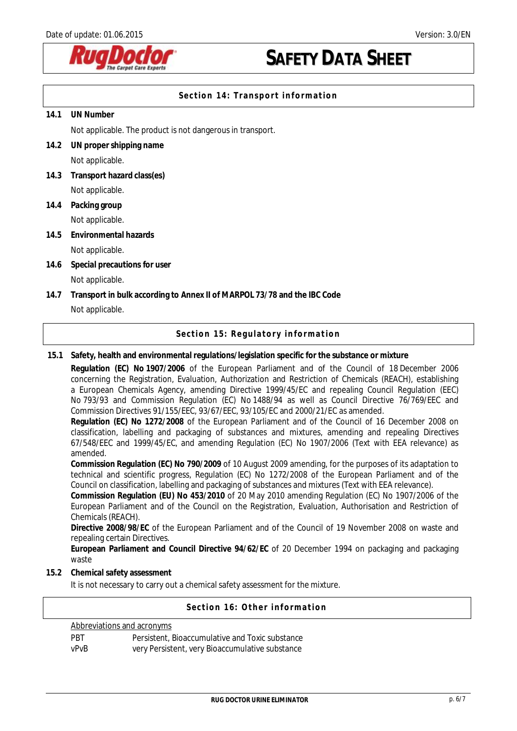## Section 14: Transport information

**14.1 UN Number**

Not applicable. The product is not dangerous in transport.

**14.2 UN proper shipping name**

Not applicable.

**14.3 Transport hazard class(es)**

Not applicable.

**14.4 Packing group**

Not applicable.

**14.5 Environmental hazards**

Not applicable.

**14.6 Special precautions for user**

Not applicable.

**14.7 Transport in bulk according to Annex II of MARPOL 73/78 and the IBC Code**

Not applicable.

## Section 15: Regulatory information

**15.1 Safety, health and environmental regulations/legislation specific for the substance or mixture**

**Regulation (EC) No 1907/2006** of the European Parliament and of the Council of 18 December 2006 concerning the Registration, Evaluation, Authorization and Restriction of Chemicals (REACH), establishing a European Chemicals Agency, amending Directive 1999/45/EC and repealing Council Regulation (EEC) No 793/93 and Commission Regulation (EC) No 1488/94 as well as Council Directive 76/769/EEC and Commission Directives 91/155/EEC, 93/67/EEC, 93/105/EC and 2000/21/EC as amended.

**Regulation (EC) No 1272/2008** of the European Parliament and of the Council of 16 December 2008 on classification, labelling and packaging of substances and mixtures, amending and repealing Directives 67/548/EEC and 1999/45/EC, and amending Regulation (EC) No 1907/2006 (Text with EEA relevance) as amended.

**Commission Regulation (EC) No 790/2009** of 10 August 2009 amending, for the purposes of its adaptation to technical and scientific progress, Regulation (EC) No 1272/2008 of the European Parliament and of the Council on classification, labelling and packaging of substances and mixtures (Text with EEA relevance).

**Commission Regulation (EU) No 453/2010** of 20 May 2010 amending Regulation (EC) No 1907/2006 of the European Parliament and of the Council on the Registration, Evaluation, Authorisation and Restriction of Chemicals (REACH).

**Directive 2008/98/EC** of the European Parliament and of the Council of 19 November 2008 on waste and repealing certain Directives.

**European Parliament and Council Directive 94/62/EC** of 20 December 1994 on packaging and packaging waste

**15.2 Chemical safety assessment**

It is not necessary to carry out a chemical safety assessment for the mixture.

## Section 16: Other information

Abbreviations and acronyms

| | |
|---|---|
| PBT | Persistent, Bioaccumulative and Toxic substance |
| vPvB | very Persistent, very Bioaccumulative substance |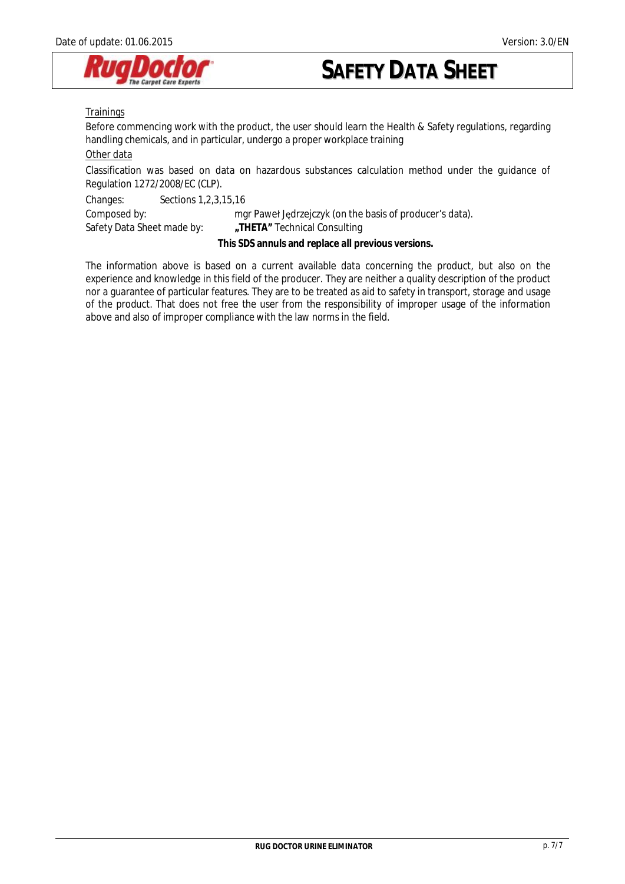Trainings

Before commencing work with the product, the user should learn the Health & Safety regulations, regarding handling chemicals, and in particular, undergo a proper workplace training

Other data

Classification was based on data on hazardous substances calculation method under the guidance of Regulation 1272/2008/EC (CLP).

Changes: Sections 1,2,3,15,16

Composed by: mgr Paweł Jędrzejczyk (on the basis of producer's data).

Safety Data Sheet made by: **„THETA"** Technical Consulting

**This SDS annuls and replace all previous versions.**

The information above is based on a current available data concerning the product, but also on the experience and knowledge in this field of the producer. They are neither a quality description of the product nor a guarantee of particular features. They are to be treated as aid to safety in transport, storage and usage of the product. That does not free the user from the responsibility of improper usage of the information above and also of improper compliance with the law norms in the field.